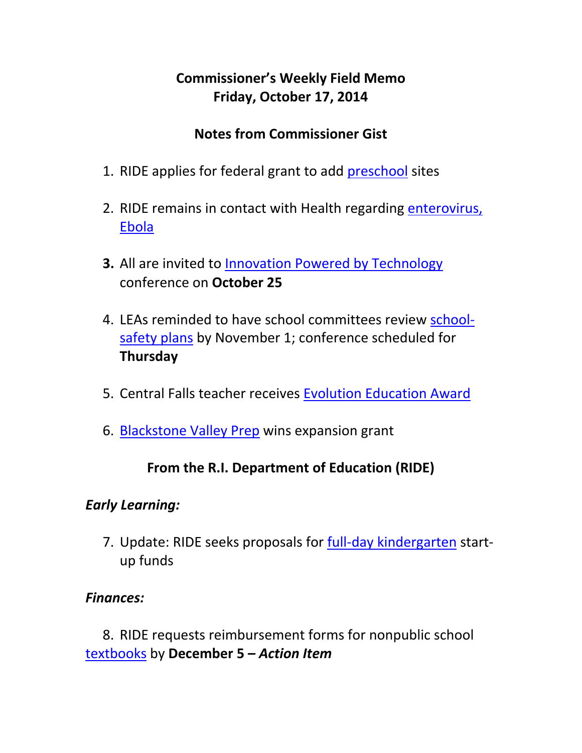# Commissioner's Weekly Field Memo
## Friday, October 17, 2014

## Notes from Commissioner Gist

1. RIDE applies for federal grant to add preschool sites

2. RIDE remains in contact with Health regarding enterovirus, Ebola

3. All are invited to Innovation Powered by Technology conference on **October 25**

4. LEAs reminded to have school committees review school-safety plans by November 1; conference scheduled for **Thursday**

5. Central Falls teacher receives Evolution Education Award

6. Blackstone Valley Prep wins expansion grant

## From the R.I. Department of Education (RIDE)

***Early Learning:***

7. Update: RIDE seeks proposals for full-day kindergarten start-up funds

***Finances:***

8. RIDE requests reimbursement forms for nonpublic school textbooks by **December 5 –** ***Action Item***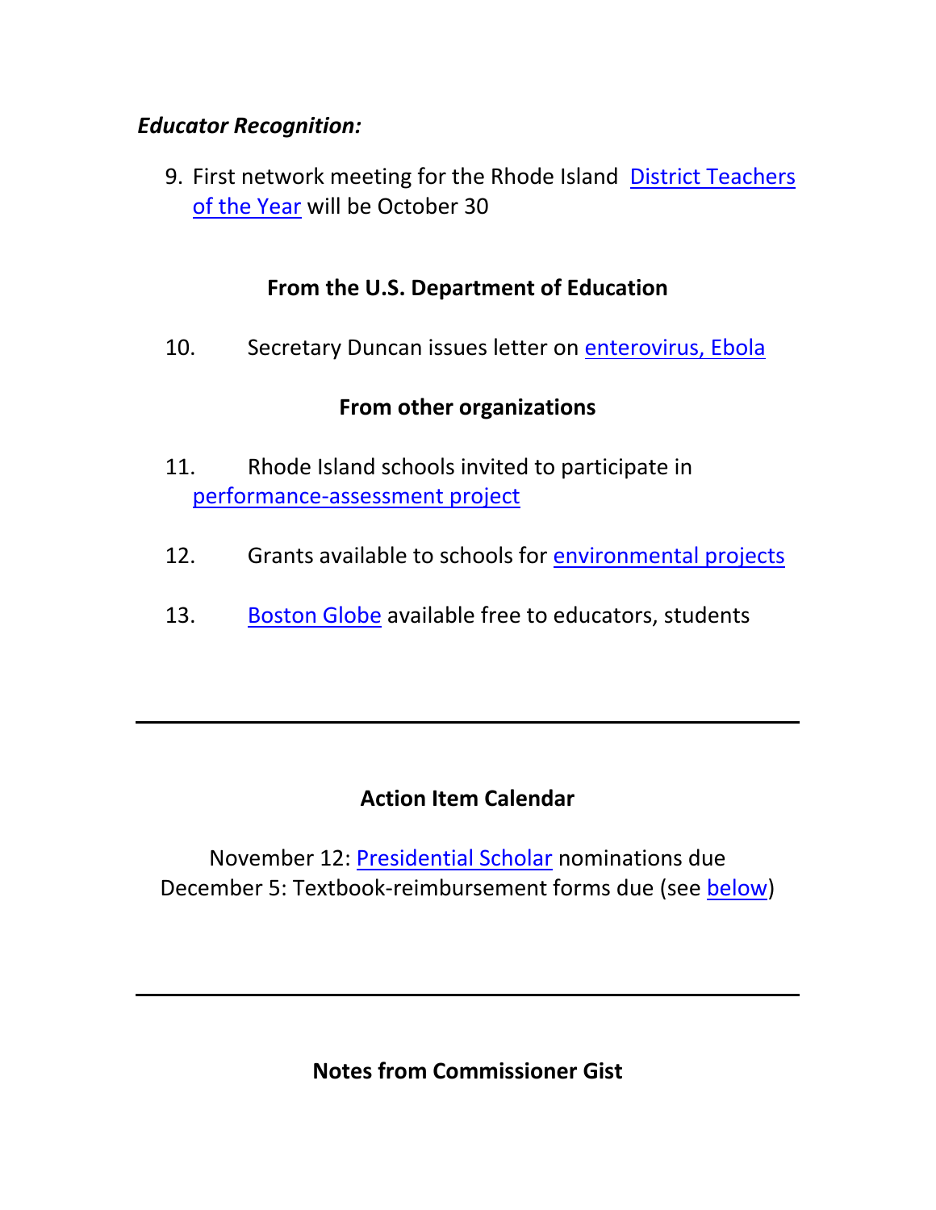***Educator Recognition:***

9. First network meeting for the Rhode Island District Teachers of the Year will be October 30

**From the U.S. Department of Education**

10. Secretary Duncan issues letter on enterovirus, Ebola

**From other organizations**

11. Rhode Island schools invited to participate in performance-assessment project

12. Grants available to schools for environmental projects

13. Boston Globe available free to educators, students

---

**Action Item Calendar**

November 12: Presidential Scholar nominations due
December 5: Textbook-reimbursement forms due (see below)

---

**Notes from Commissioner Gist**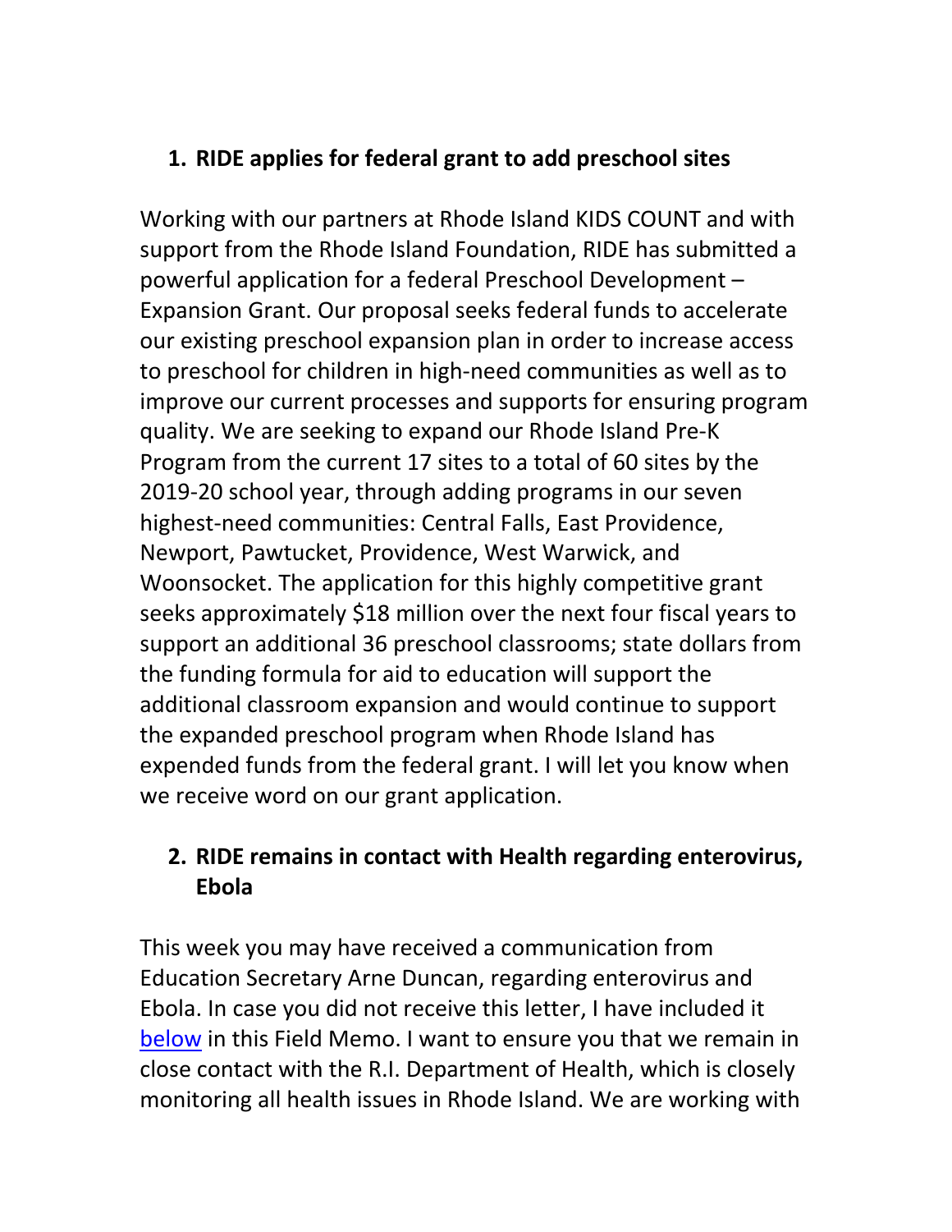1. **RIDE applies for federal grant to add preschool sites**

Working with our partners at Rhode Island KIDS COUNT and with support from the Rhode Island Foundation, RIDE has submitted a powerful application for a federal Preschool Development – Expansion Grant. Our proposal seeks federal funds to accelerate our existing preschool expansion plan in order to increase access to preschool for children in high-need communities as well as to improve our current processes and supports for ensuring program quality. We are seeking to expand our Rhode Island Pre-K Program from the current 17 sites to a total of 60 sites by the 2019-20 school year, through adding programs in our seven highest-need communities: Central Falls, East Providence, Newport, Pawtucket, Providence, West Warwick, and Woonsocket. The application for this highly competitive grant seeks approximately $18 million over the next four fiscal years to support an additional 36 preschool classrooms; state dollars from the funding formula for aid to education will support the additional classroom expansion and would continue to support the expanded preschool program when Rhode Island has expended funds from the federal grant. I will let you know when we receive word on our grant application.

2. **RIDE remains in contact with Health regarding enterovirus, Ebola**

This week you may have received a communication from Education Secretary Arne Duncan, regarding enterovirus and Ebola. In case you did not receive this letter, I have included it below in this Field Memo. I want to ensure you that we remain in close contact with the R.I. Department of Health, which is closely monitoring all health issues in Rhode Island. We are working with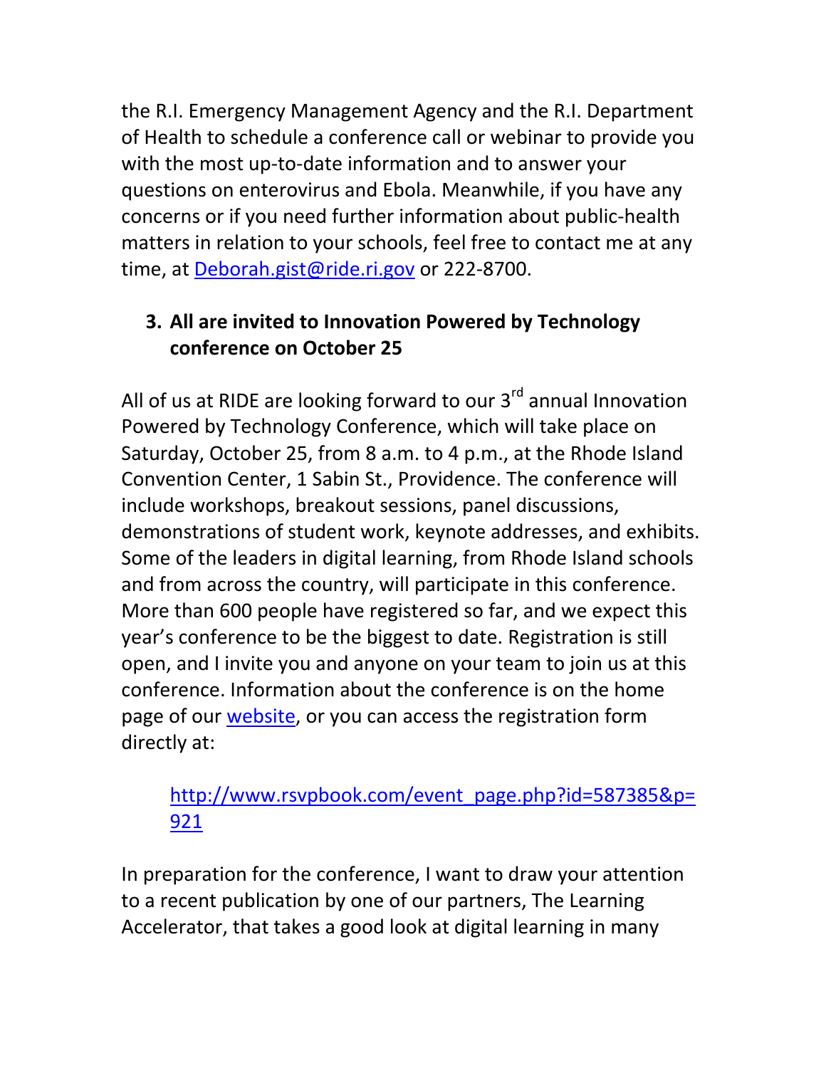the R.I. Emergency Management Agency and the R.I. Department of Health to schedule a conference call or webinar to provide you with the most up-to-date information and to answer your questions on enterovirus and Ebola. Meanwhile, if you have any concerns or if you need further information about public-health matters in relation to your schools, feel free to contact me at any time, at [Deborah.gist@ride.ri.gov](mailto:Deborah.gist@ride.ri.gov) or 222-8700.

3. **All are invited to Innovation Powered by Technology conference on October 25**

All of us at RIDE are looking forward to our 3rd annual Innovation Powered by Technology Conference, which will take place on Saturday, October 25, from 8 a.m. to 4 p.m., at the Rhode Island Convention Center, 1 Sabin St., Providence. The conference will include workshops, breakout sessions, panel discussions, demonstrations of student work, keynote addresses, and exhibits. Some of the leaders in digital learning, from Rhode Island schools and from across the country, will participate in this conference. More than 600 people have registered so far, and we expect this year's conference to be the biggest to date. Registration is still open, and I invite you and anyone on your team to join us at this conference. Information about the conference is on the home page of our website, or you can access the registration form directly at:

> http://www.rsvpbook.com/event_page.php?id=587385&p=921

In preparation for the conference, I want to draw your attention to a recent publication by one of our partners, The Learning Accelerator, that takes a good look at digital learning in many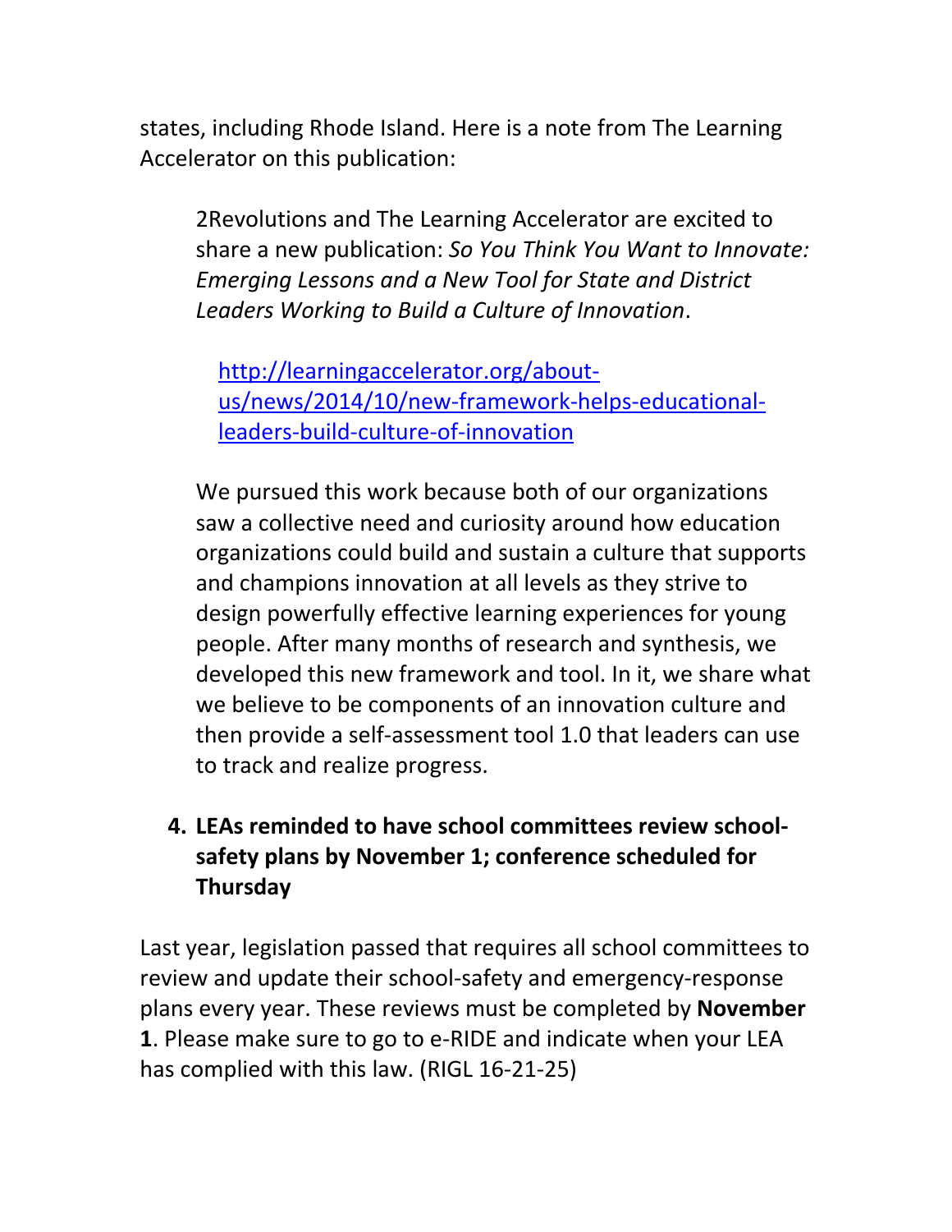states, including Rhode Island. Here is a note from The Learning Accelerator on this publication:

> 2Revolutions and The Learning Accelerator are excited to share a new publication: *So You Think You Want to Innovate: Emerging Lessons and a New Tool for State and District Leaders Working to Build a Culture of Innovation*.
>
> [http://learningaccelerator.org/about-us/news/2014/10/new-framework-helps-educational-leaders-build-culture-of-innovation](http://learningaccelerator.org/about-us/news/2014/10/new-framework-helps-educational-leaders-build-culture-of-innovation)
>
> We pursued this work because both of our organizations saw a collective need and curiosity around how education organizations could build and sustain a culture that supports and champions innovation at all levels as they strive to design powerfully effective learning experiences for young people. After many months of research and synthesis, we developed this new framework and tool. In it, we share what we believe to be components of an innovation culture and then provide a self-assessment tool 1.0 that leaders can use to track and realize progress.

4. **LEAs reminded to have school committees review school-safety plans by November 1; conference scheduled for Thursday**

Last year, legislation passed that requires all school committees to review and update their school-safety and emergency-response plans every year. These reviews must be completed by **November 1**. Please make sure to go to e-RIDE and indicate when your LEA has complied with this law. (RIGL 16-21-25)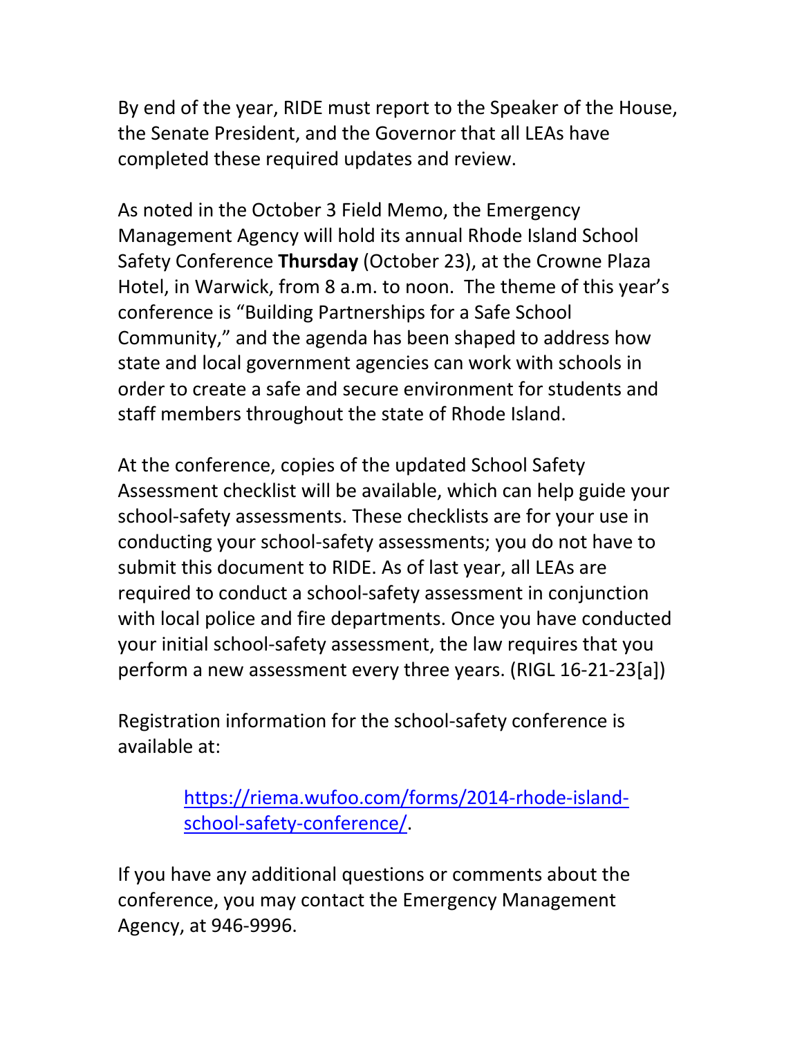By end of the year, RIDE must report to the Speaker of the House, the Senate President, and the Governor that all LEAs have completed these required updates and review.

As noted in the October 3 Field Memo, the Emergency Management Agency will hold its annual Rhode Island School Safety Conference **Thursday** (October 23), at the Crowne Plaza Hotel, in Warwick, from 8 a.m. to noon. The theme of this year's conference is "Building Partnerships for a Safe School Community," and the agenda has been shaped to address how state and local government agencies can work with schools in order to create a safe and secure environment for students and staff members throughout the state of Rhode Island.

At the conference, copies of the updated School Safety Assessment checklist will be available, which can help guide your school-safety assessments. These checklists are for your use in conducting your school-safety assessments; you do not have to submit this document to RIDE. As of last year, all LEAs are required to conduct a school-safety assessment in conjunction with local police and fire departments. Once you have conducted your initial school-safety assessment, the law requires that you perform a new assessment every three years. (RIGL 16-21-23[a])

Registration information for the school-safety conference is available at:

> [https://riema.wufoo.com/forms/2014-rhode-island-school-safety-conference/](https://riema.wufoo.com/forms/2014-rhode-island-school-safety-conference/).

If you have any additional questions or comments about the conference, you may contact the Emergency Management Agency, at 946-9996.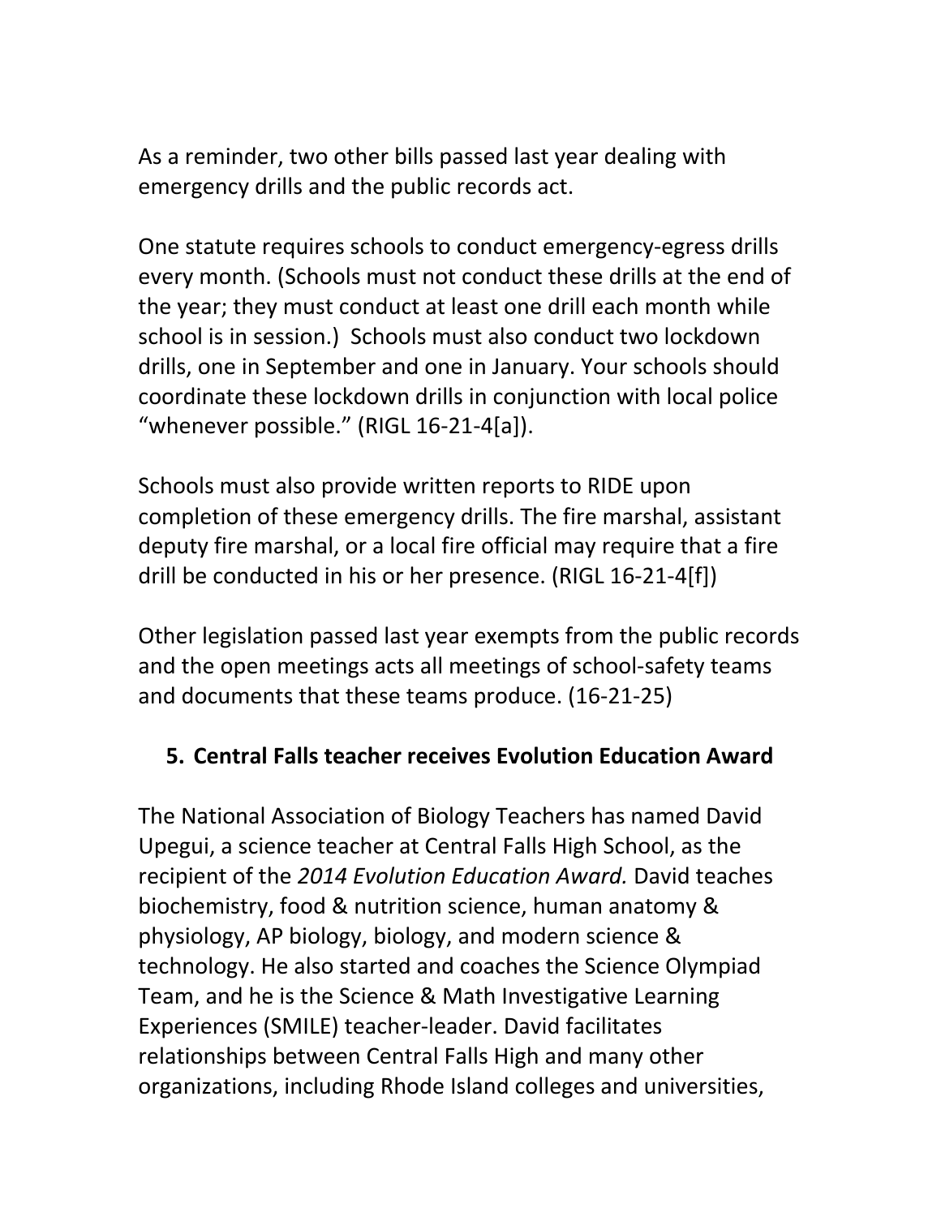As a reminder, two other bills passed last year dealing with emergency drills and the public records act.

One statute requires schools to conduct emergency-egress drills every month. (Schools must not conduct these drills at the end of the year; they must conduct at least one drill each month while school is in session.) Schools must also conduct two lockdown drills, one in September and one in January. Your schools should coordinate these lockdown drills in conjunction with local police “whenever possible.” (RIGL 16-21-4[a]).

Schools must also provide written reports to RIDE upon completion of these emergency drills. The fire marshal, assistant deputy fire marshal, or a local fire official may require that a fire drill be conducted in his or her presence. (RIGL 16-21-4[f])

Other legislation passed last year exempts from the public records and the open meetings acts all meetings of school-safety teams and documents that these teams produce. (16-21-25)

### 5. Central Falls teacher receives Evolution Education Award

The National Association of Biology Teachers has named David Upegui, a science teacher at Central Falls High School, as the recipient of the *2014 Evolution Education Award.* David teaches biochemistry, food & nutrition science, human anatomy & physiology, AP biology, biology, and modern science & technology. He also started and coaches the Science Olympiad Team, and he is the Science & Math Investigative Learning Experiences (SMILE) teacher-leader. David facilitates relationships between Central Falls High and many other organizations, including Rhode Island colleges and universities,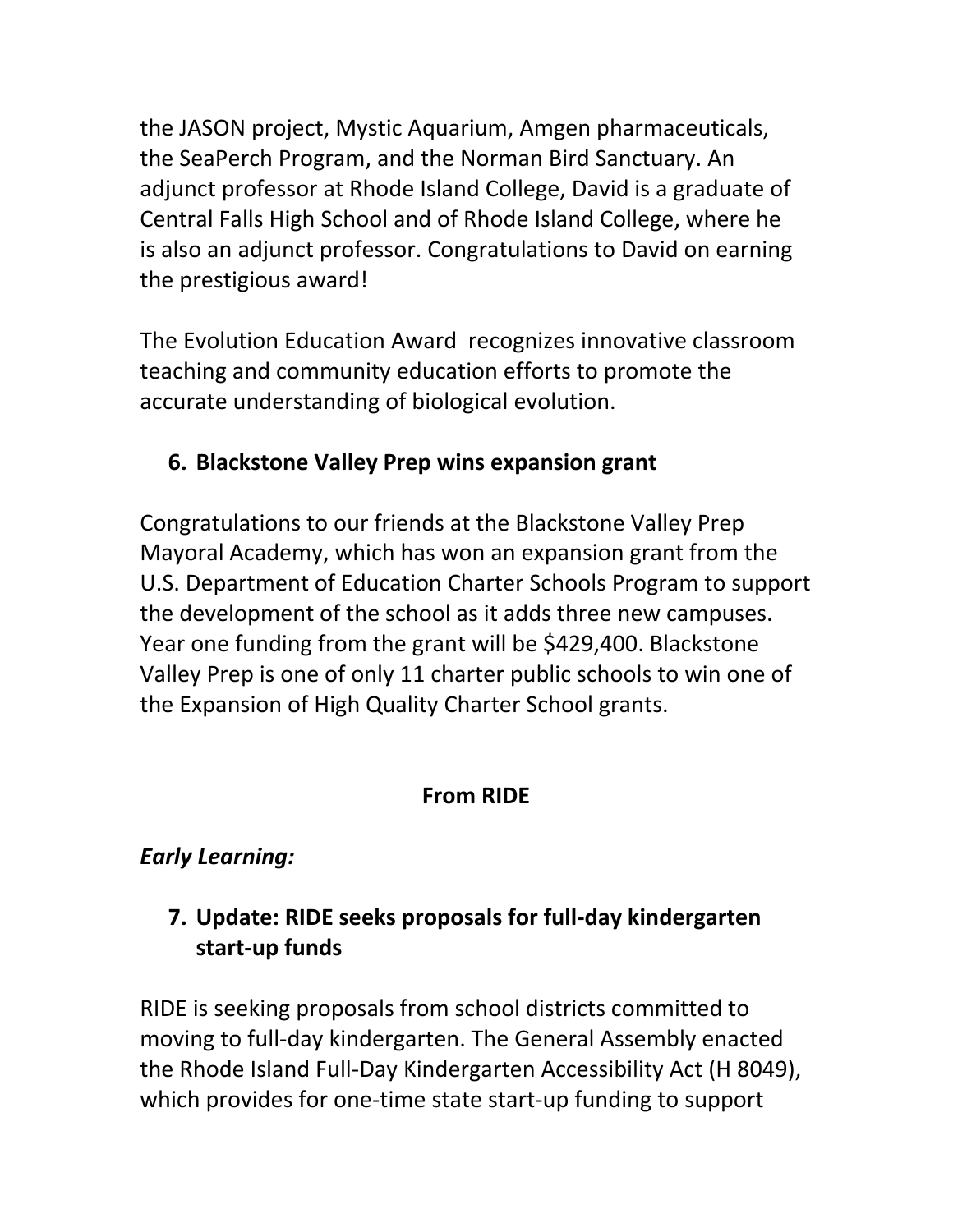the JASON project, Mystic Aquarium, Amgen pharmaceuticals, the SeaPerch Program, and the Norman Bird Sanctuary. An adjunct professor at Rhode Island College, David is a graduate of Central Falls High School and of Rhode Island College, where he is also an adjunct professor. Congratulations to David on earning the prestigious award!

The Evolution Education Award recognizes innovative classroom teaching and community education efforts to promote the accurate understanding of biological evolution.

6. **Blackstone Valley Prep wins expansion grant**

Congratulations to our friends at the Blackstone Valley Prep Mayoral Academy, which has won an expansion grant from the U.S. Department of Education Charter Schools Program to support the development of the school as it adds three new campuses. Year one funding from the grant will be $429,400. Blackstone Valley Prep is one of only 11 charter public schools to win one of the Expansion of High Quality Charter School grants.

**From RIDE**

***Early Learning:***

7. **Update: RIDE seeks proposals for full-day kindergarten start-up funds**

RIDE is seeking proposals from school districts committed to moving to full-day kindergarten. The General Assembly enacted the Rhode Island Full-Day Kindergarten Accessibility Act (H 8049), which provides for one-time state start-up funding to support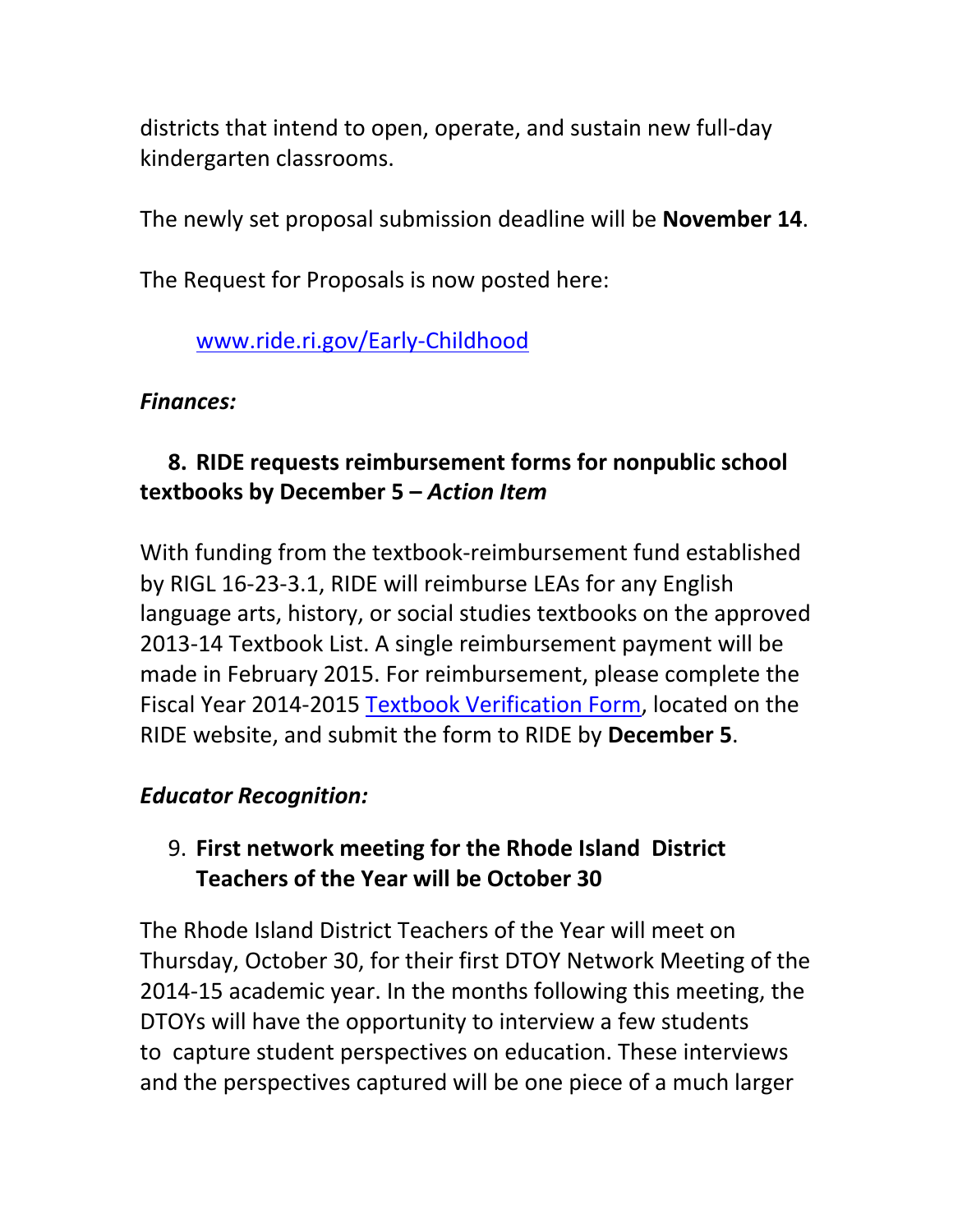districts that intend to open, operate, and sustain new full-day kindergarten classrooms.

The newly set proposal submission deadline will be **November 14**.

The Request for Proposals is now posted here:

[www.ride.ri.gov/Early-Childhood](www.ride.ri.gov/Early-Childhood)

***Finances:***

### 8. RIDE requests reimbursement forms for nonpublic school textbooks by December 5 – *Action Item*

With funding from the textbook-reimbursement fund established by RIGL 16-23-3.1, RIDE will reimburse LEAs for any English language arts, history, or social studies textbooks on the approved 2013-14 Textbook List. A single reimbursement payment will be made in February 2015. For reimbursement, please complete the Fiscal Year 2014-2015 Textbook Verification Form, located on the RIDE website, and submit the form to RIDE by **December 5**.

***Educator Recognition:***

### 9. First network meeting for the Rhode Island District Teachers of the Year will be October 30

The Rhode Island District Teachers of the Year will meet on Thursday, October 30, for their first DTOY Network Meeting of the 2014-15 academic year. In the months following this meeting, the DTOYs will have the opportunity to interview a few students to capture student perspectives on education. These interviews and the perspectives captured will be one piece of a much larger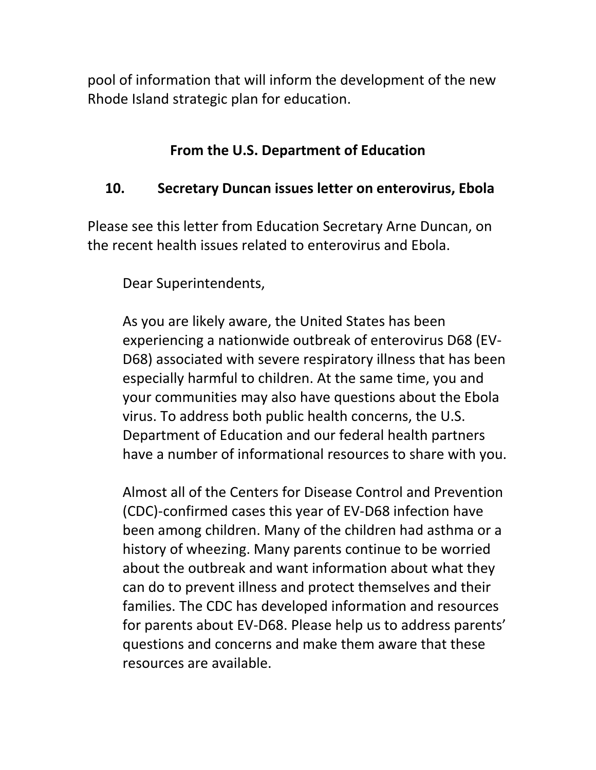pool of information that will inform the development of the new Rhode Island strategic plan for education.

## From the U.S. Department of Education

### 10. Secretary Duncan issues letter on enterovirus, Ebola

Please see this letter from Education Secretary Arne Duncan, on the recent health issues related to enterovirus and Ebola.

> Dear Superintendents,
>
> As you are likely aware, the United States has been experiencing a nationwide outbreak of enterovirus D68 (EV-D68) associated with severe respiratory illness that has been especially harmful to children. At the same time, you and your communities may also have questions about the Ebola virus. To address both public health concerns, the U.S. Department of Education and our federal health partners have a number of informational resources to share with you.
>
> Almost all of the Centers for Disease Control and Prevention (CDC)-confirmed cases this year of EV-D68 infection have been among children. Many of the children had asthma or a history of wheezing. Many parents continue to be worried about the outbreak and want information about what they can do to prevent illness and protect themselves and their families. The CDC has developed information and resources for parents about EV-D68. Please help us to address parents' questions and concerns and make them aware that these resources are available.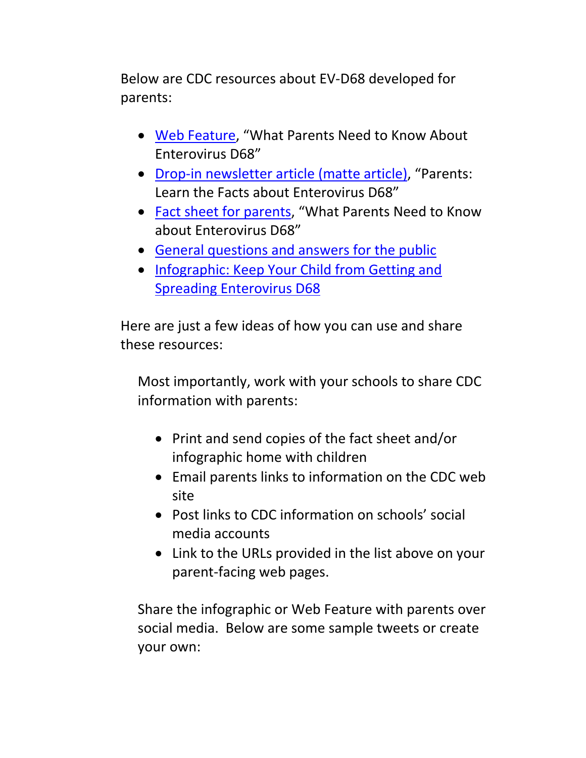Below are CDC resources about EV-D68 developed for parents:

- Web Feature, “What Parents Need to Know About Enterovirus D68”
- Drop-in newsletter article (matte article), “Parents: Learn the Facts about Enterovirus D68”
- Fact sheet for parents, “What Parents Need to Know about Enterovirus D68”
- General questions and answers for the public
- Infographic: Keep Your Child from Getting and Spreading Enterovirus D68

Here are just a few ideas of how you can use and share these resources:

Most importantly, work with your schools to share CDC information with parents:

- Print and send copies of the fact sheet and/or infographic home with children
- Email parents links to information on the CDC web site
- Post links to CDC information on schools’ social media accounts
- Link to the URLs provided in the list above on your parent-facing web pages.

Share the infographic or Web Feature with parents over social media. Below are some sample tweets or create your own: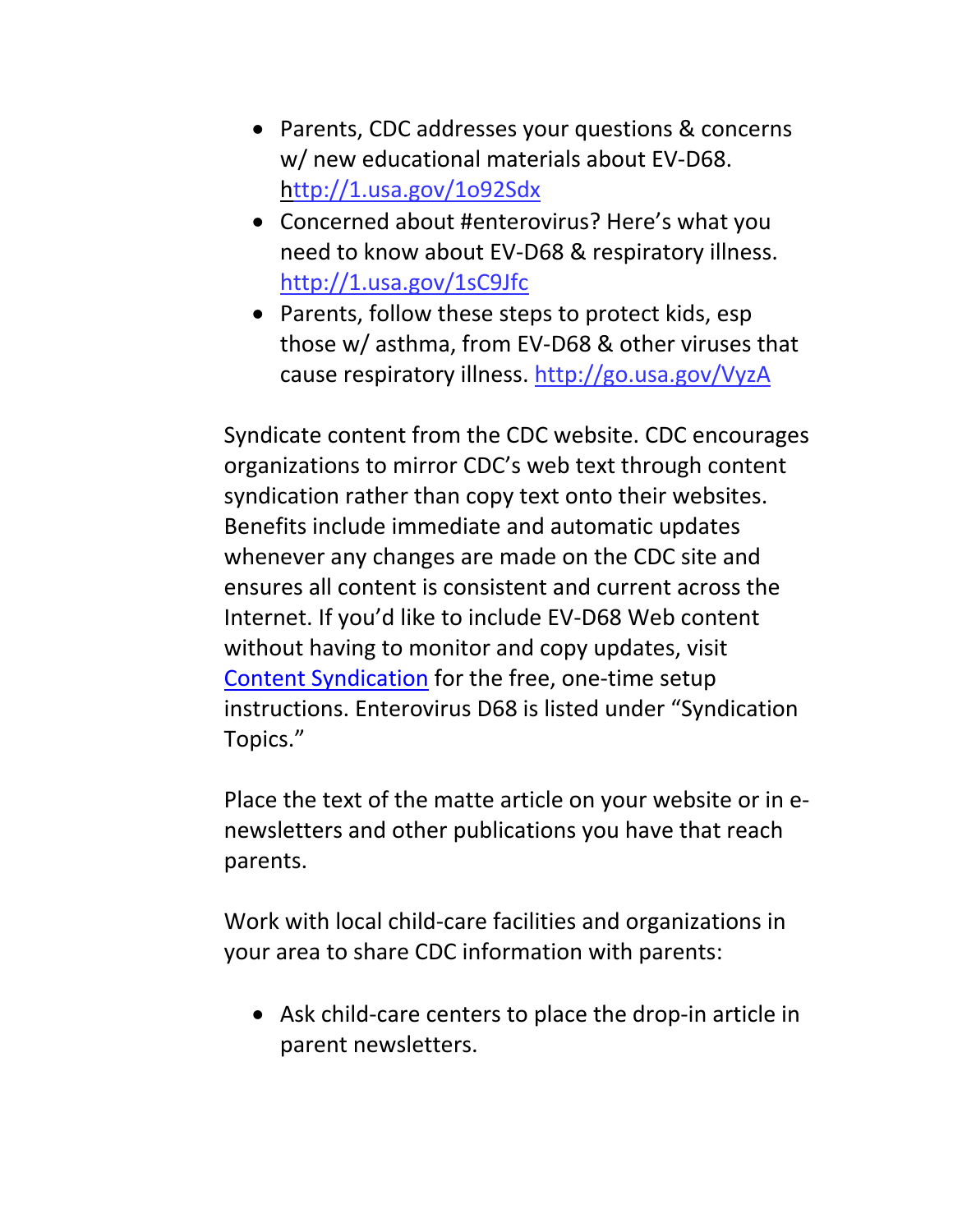- Parents, CDC addresses your questions & concerns w/ new educational materials about EV-D68. http://1.usa.gov/1o92Sdx
- Concerned about #enterovirus? Here's what you need to know about EV-D68 & respiratory illness. http://1.usa.gov/1sC9Jfc
- Parents, follow these steps to protect kids, esp those w/ asthma, from EV-D68 & other viruses that cause respiratory illness. http://go.usa.gov/VyzA

Syndicate content from the CDC website. CDC encourages organizations to mirror CDC's web text through content syndication rather than copy text onto their websites. Benefits include immediate and automatic updates whenever any changes are made on the CDC site and ensures all content is consistent and current across the Internet. If you'd like to include EV-D68 Web content without having to monitor and copy updates, visit Content Syndication for the free, one-time setup instructions. Enterovirus D68 is listed under "Syndication Topics."

Place the text of the matte article on your website or in e-newsletters and other publications you have that reach parents.

Work with local child-care facilities and organizations in your area to share CDC information with parents:

- Ask child-care centers to place the drop-in article in parent newsletters.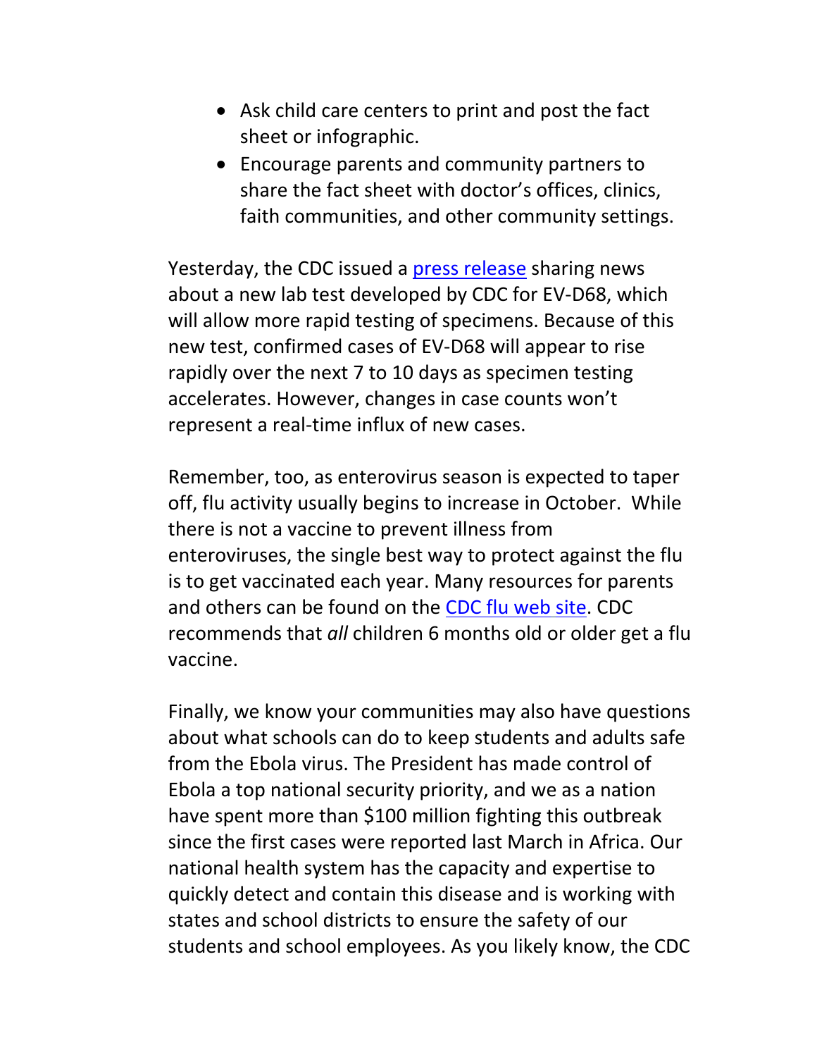- Ask child care centers to print and post the fact sheet or infographic.
- Encourage parents and community partners to share the fact sheet with doctor's offices, clinics, faith communities, and other community settings.

Yesterday, the CDC issued a press release sharing news about a new lab test developed by CDC for EV-D68, which will allow more rapid testing of specimens. Because of this new test, confirmed cases of EV-D68 will appear to rise rapidly over the next 7 to 10 days as specimen testing accelerates. However, changes in case counts won't represent a real-time influx of new cases.

Remember, too, as enterovirus season is expected to taper off, flu activity usually begins to increase in October. While there is not a vaccine to prevent illness from enteroviruses, the single best way to protect against the flu is to get vaccinated each year. Many resources for parents and others can be found on the CDC flu web site. CDC recommends that *all* children 6 months old or older get a flu vaccine.

Finally, we know your communities may also have questions about what schools can do to keep students and adults safe from the Ebola virus. The President has made control of Ebola a top national security priority, and we as a nation have spent more than $100 million fighting this outbreak since the first cases were reported last March in Africa. Our national health system has the capacity and expertise to quickly detect and contain this disease and is working with states and school districts to ensure the safety of our students and school employees. As you likely know, the CDC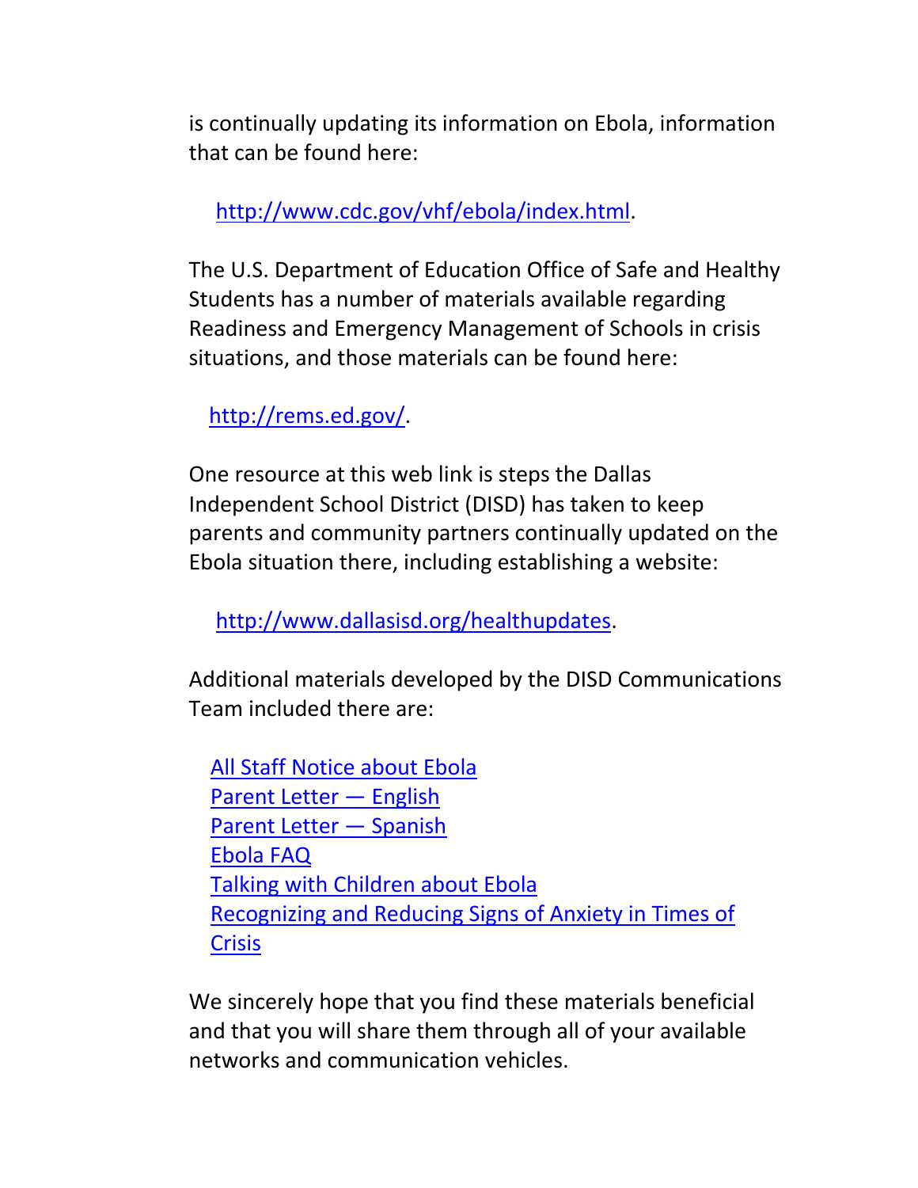is continually updating its information on Ebola, information that can be found here:

http://www.cdc.gov/vhf/ebola/index.html.

The U.S. Department of Education Office of Safe and Healthy Students has a number of materials available regarding Readiness and Emergency Management of Schools in crisis situations, and those materials can be found here:

http://rems.ed.gov/.

One resource at this web link is steps the Dallas Independent School District (DISD) has taken to keep parents and community partners continually updated on the Ebola situation there, including establishing a website:

http://www.dallasisd.org/healthupdates.

Additional materials developed by the DISD Communications Team included there are:

All Staff Notice about Ebola
Parent Letter — English
Parent Letter — Spanish
Ebola FAQ
Talking with Children about Ebola
Recognizing and Reducing Signs of Anxiety in Times of Crisis

We sincerely hope that you find these materials beneficial and that you will share them through all of your available networks and communication vehicles.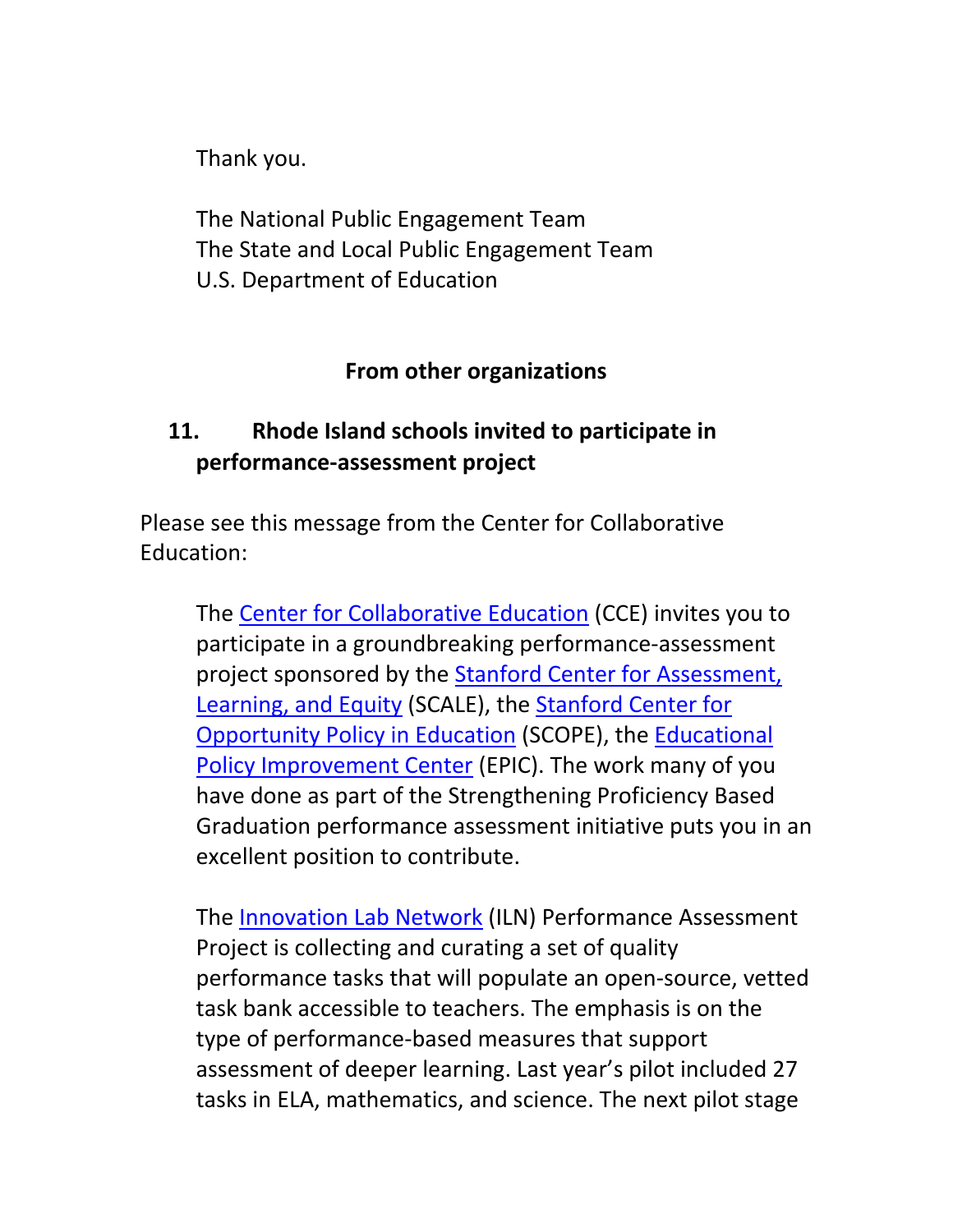Thank you.

The National Public Engagement Team
The State and Local Public Engagement Team
U.S. Department of Education

## From other organizations

### 11. Rhode Island schools invited to participate in performance-assessment project

Please see this message from the Center for Collaborative Education:

> The Center for Collaborative Education (CCE) invites you to participate in a groundbreaking performance-assessment project sponsored by the Stanford Center for Assessment, Learning, and Equity (SCALE), the Stanford Center for Opportunity Policy in Education (SCOPE), the Educational Policy Improvement Center (EPIC). The work many of you have done as part of the Strengthening Proficiency Based Graduation performance assessment initiative puts you in an excellent position to contribute.
>
> The Innovation Lab Network (ILN) Performance Assessment Project is collecting and curating a set of quality performance tasks that will populate an open-source, vetted task bank accessible to teachers. The emphasis is on the type of performance-based measures that support assessment of deeper learning. Last year's pilot included 27 tasks in ELA, mathematics, and science. The next pilot stage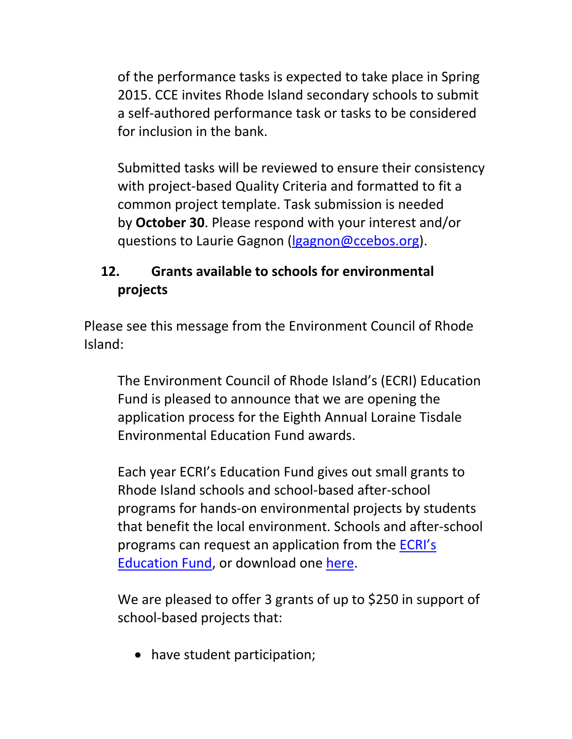of the performance tasks is expected to take place in Spring 2015. CCE invites Rhode Island secondary schools to submit a self-authored performance task or tasks to be considered for inclusion in the bank.

Submitted tasks will be reviewed to ensure their consistency with project-based Quality Criteria and formatted to fit a common project template. Task submission is needed by **October 30**. Please respond with your interest and/or questions to Laurie Gagnon (lgagnon@ccebos.org).

## 12. Grants available to schools for environmental projects

Please see this message from the Environment Council of Rhode Island:

The Environment Council of Rhode Island's (ECRI) Education Fund is pleased to announce that we are opening the application process for the Eighth Annual Loraine Tisdale Environmental Education Fund awards.

Each year ECRI's Education Fund gives out small grants to Rhode Island schools and school-based after-school programs for hands-on environmental projects by students that benefit the local environment. Schools and after-school programs can request an application from the ECRI's Education Fund, or download one here.

We are pleased to offer 3 grants of up to $250 in support of school-based projects that:

- have student participation;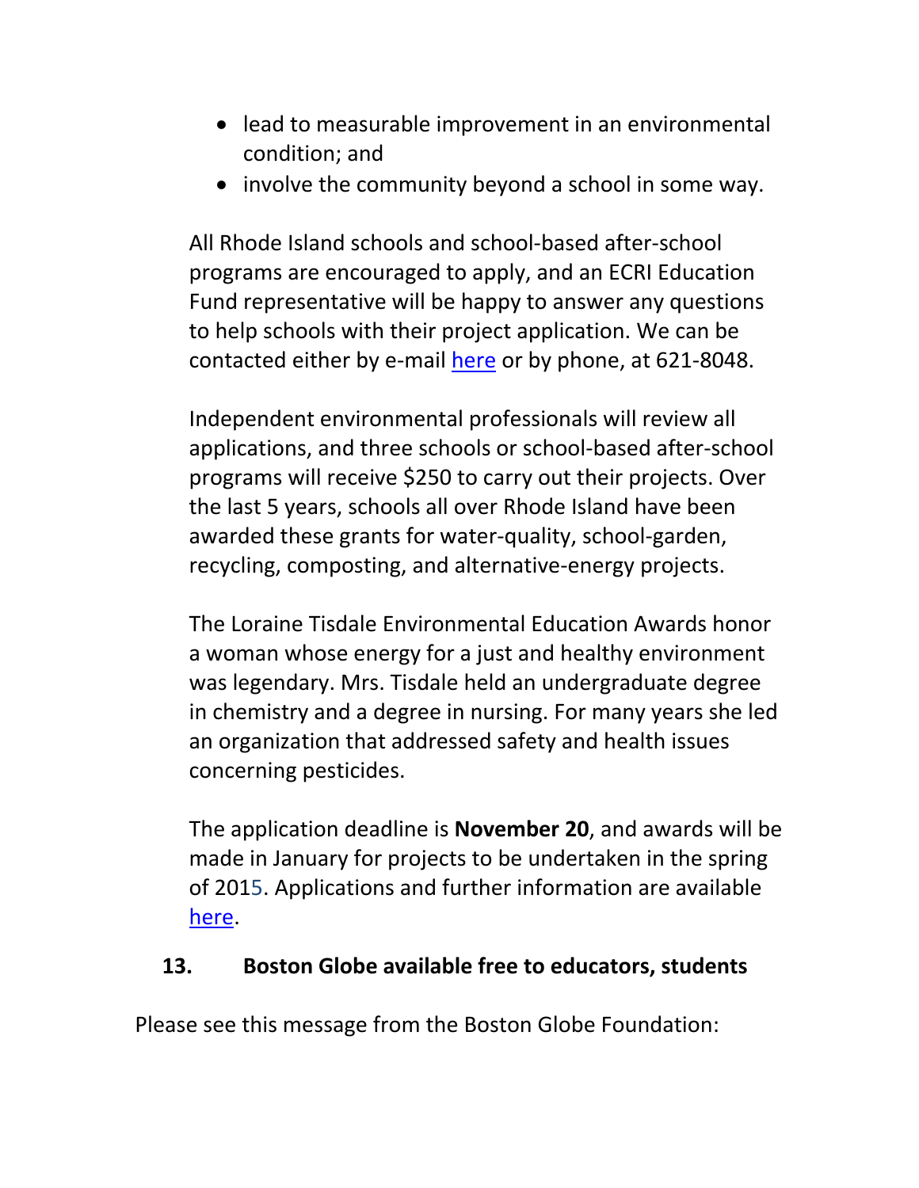- lead to measurable improvement in an environmental condition; and
- involve the community beyond a school in some way.

All Rhode Island schools and school-based after-school programs are encouraged to apply, and an ECRI Education Fund representative will be happy to answer any questions to help schools with their project application. We can be contacted either by e-mail here or by phone, at 621-8048.

Independent environmental professionals will review all applications, and three schools or school-based after-school programs will receive $250 to carry out their projects. Over the last 5 years, schools all over Rhode Island have been awarded these grants for water-quality, school-garden, recycling, composting, and alternative-energy projects.

The Loraine Tisdale Environmental Education Awards honor a woman whose energy for a just and healthy environment was legendary. Mrs. Tisdale held an undergraduate degree in chemistry and a degree in nursing. For many years she led an organization that addressed safety and health issues concerning pesticides.

The application deadline is **November 20**, and awards will be made in January for projects to be undertaken in the spring of 2015. Applications and further information are available here.

## 13. Boston Globe available free to educators, students

Please see this message from the Boston Globe Foundation: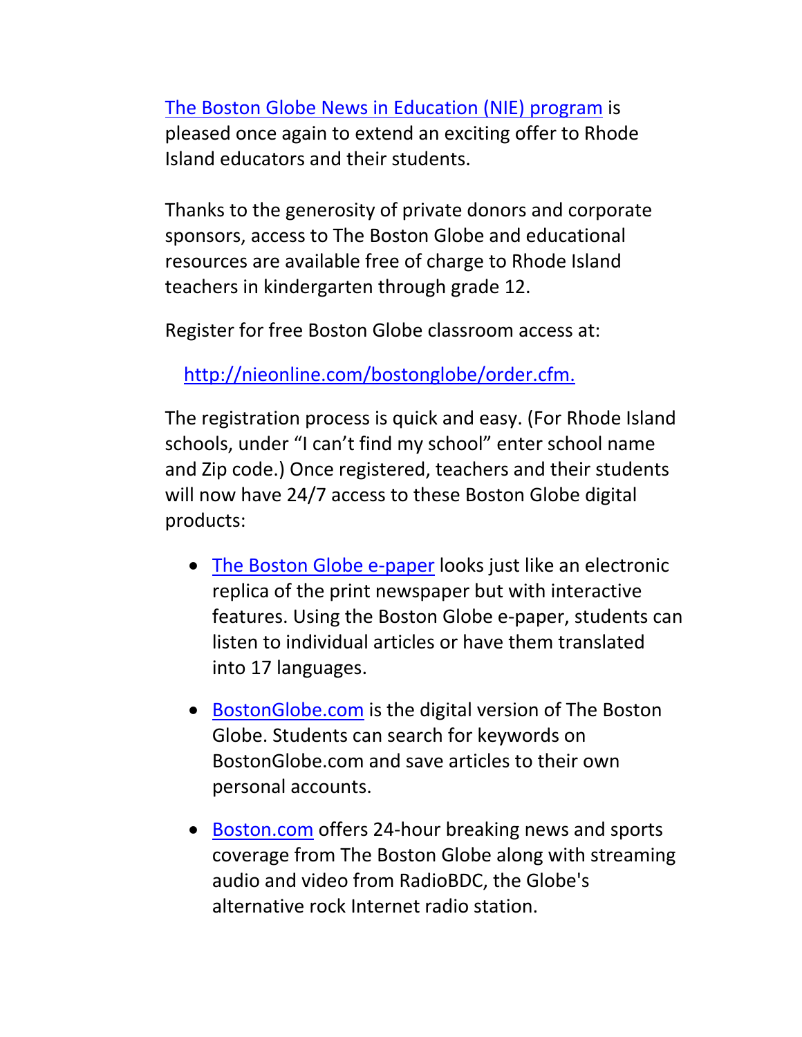The Boston Globe News in Education (NIE) program is pleased once again to extend an exciting offer to Rhode Island educators and their students.

Thanks to the generosity of private donors and corporate sponsors, access to The Boston Globe and educational resources are available free of charge to Rhode Island teachers in kindergarten through grade 12.

Register for free Boston Globe classroom access at:

http://nieonline.com/bostonglobe/order.cfm.

The registration process is quick and easy. (For Rhode Island schools, under "I can't find my school" enter school name and Zip code.) Once registered, teachers and their students will now have 24/7 access to these Boston Globe digital products:

- The Boston Globe e-paper looks just like an electronic replica of the print newspaper but with interactive features. Using the Boston Globe e-paper, students can listen to individual articles or have them translated into 17 languages.
- BostonGlobe.com is the digital version of The Boston Globe. Students can search for keywords on BostonGlobe.com and save articles to their own personal accounts.
- Boston.com offers 24-hour breaking news and sports coverage from The Boston Globe along with streaming audio and video from RadioBDC, the Globe's alternative rock Internet radio station.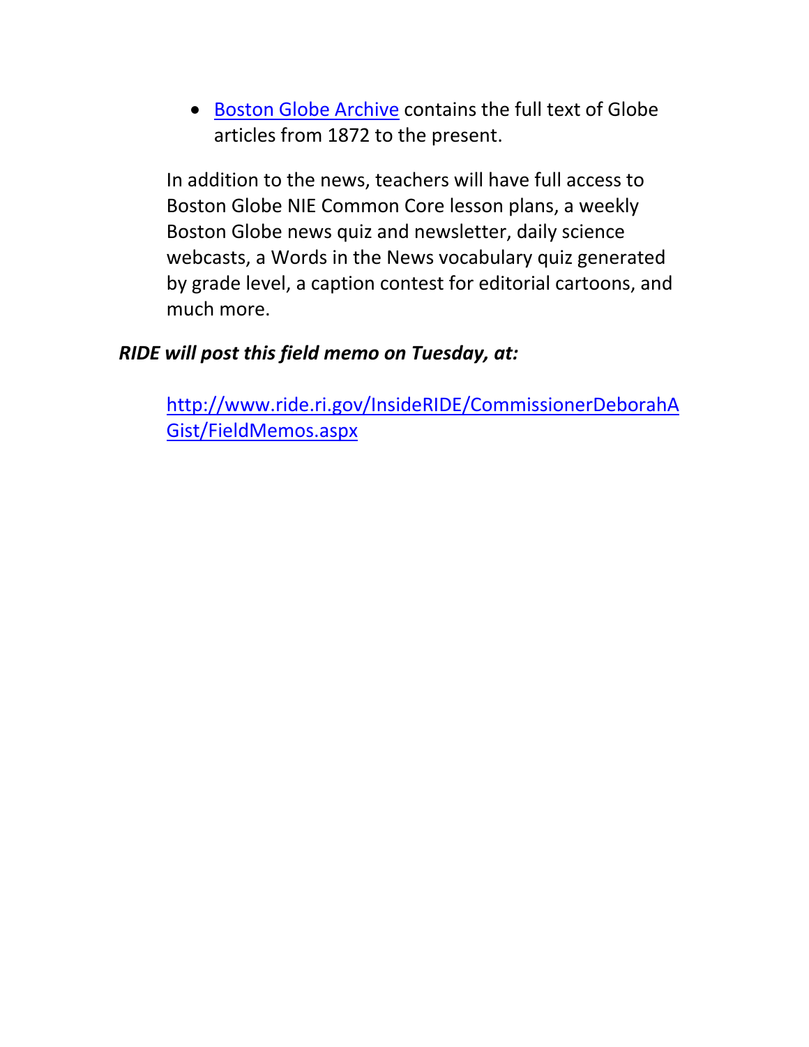- [Boston Globe Archive]() contains the full text of Globe articles from 1872 to the present.

In addition to the news, teachers will have full access to Boston Globe NIE Common Core lesson plans, a weekly Boston Globe news quiz and newsletter, daily science webcasts, a Words in the News vocabulary quiz generated by grade level, a caption contest for editorial cartoons, and much more.

***RIDE will post this field memo on Tuesday, at:***

http://www.ride.ri.gov/InsideRIDE/CommissionerDeborahAGist/FieldMemos.aspx